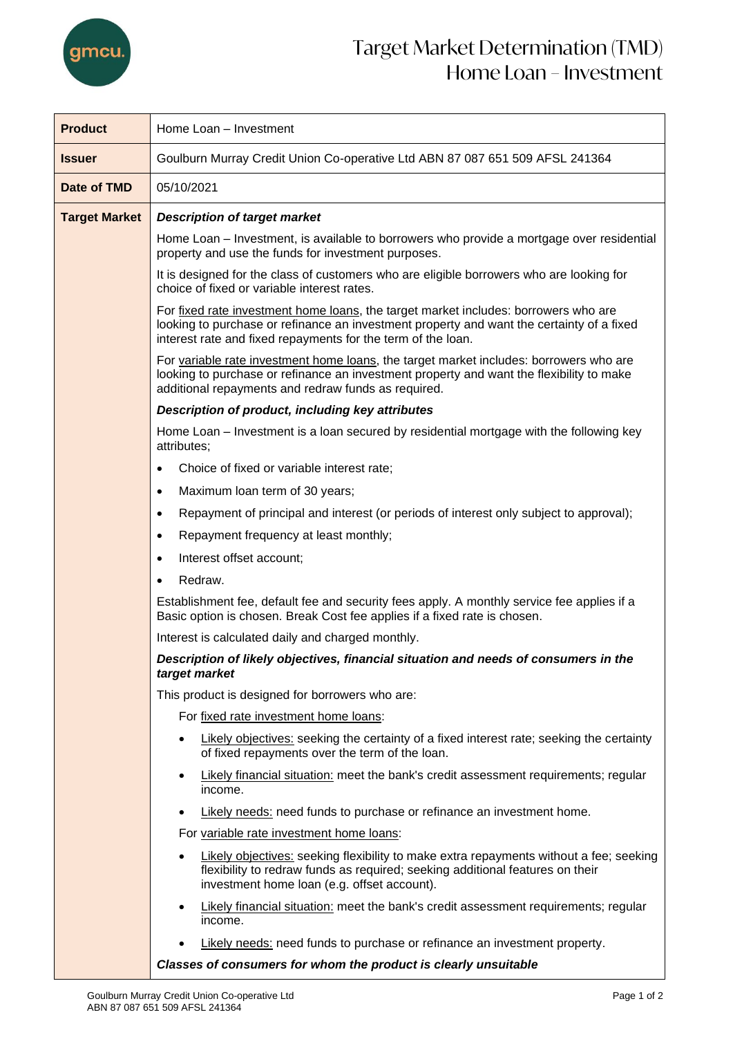# Target Market Determination (TMD)
# Home Loan – Investment

| | |
|---|---|
| **Product** | Home Loan – Investment |
| **Issuer** | Goulburn Murray Credit Union Co-operative Ltd ABN 87 087 651 509 AFSL 241364 |
| **Date of TMD** | 05/10/2021 |
| **Target Market** | ***Description of target market*** <br><br> Home Loan – Investment, is available to borrowers who provide a mortgage over residential property and use the funds for investment purposes. <br><br> It is designed for the class of customers who are eligible borrowers who are looking for choice of fixed or variable interest rates. <br><br> For fixed rate investment home loans, the target market includes: borrowers who are looking to purchase or refinance an investment property and want the certainty of a fixed interest rate and fixed repayments for the term of the loan. <br><br> For variable rate investment home loans, the target market includes: borrowers who are looking to purchase or refinance an investment property and want the flexibility to make additional repayments and redraw funds as required. <br><br> ***Description of product, including key attributes*** <br><br> Home Loan – Investment is a loan secured by residential mortgage with the following key attributes; <br> • Choice of fixed or variable interest rate; <br> • Maximum loan term of 30 years; <br> • Repayment of principal and interest (or periods of interest only subject to approval); <br> • Repayment frequency at least monthly; <br> • Interest offset account; <br> • Redraw. <br><br> Establishment fee, default fee and security fees apply. A monthly service fee applies if a Basic option is chosen. Break Cost fee applies if a fixed rate is chosen. <br><br> Interest is calculated daily and charged monthly. <br><br> ***Description of likely objectives, financial situation and needs of consumers in the target market*** <br><br> This product is designed for borrowers who are: <br><br> For fixed rate investment home loans: <br> • Likely objectives: seeking the certainty of a fixed interest rate; seeking the certainty of fixed repayments over the term of the loan. <br> • Likely financial situation: meet the bank's credit assessment requirements; regular income. <br> • Likely needs: need funds to purchase or refinance an investment home. <br><br> For variable rate investment home loans: <br> • Likely objectives: seeking flexibility to make extra repayments without a fee; seeking flexibility to redraw funds as required; seeking additional features on their investment home loan (e.g. offset account). <br> • Likely financial situation: meet the bank's credit assessment requirements; regular income. <br> • Likely needs: need funds to purchase or refinance an investment property. <br><br> ***Classes of consumers for whom the product is clearly unsuitable*** |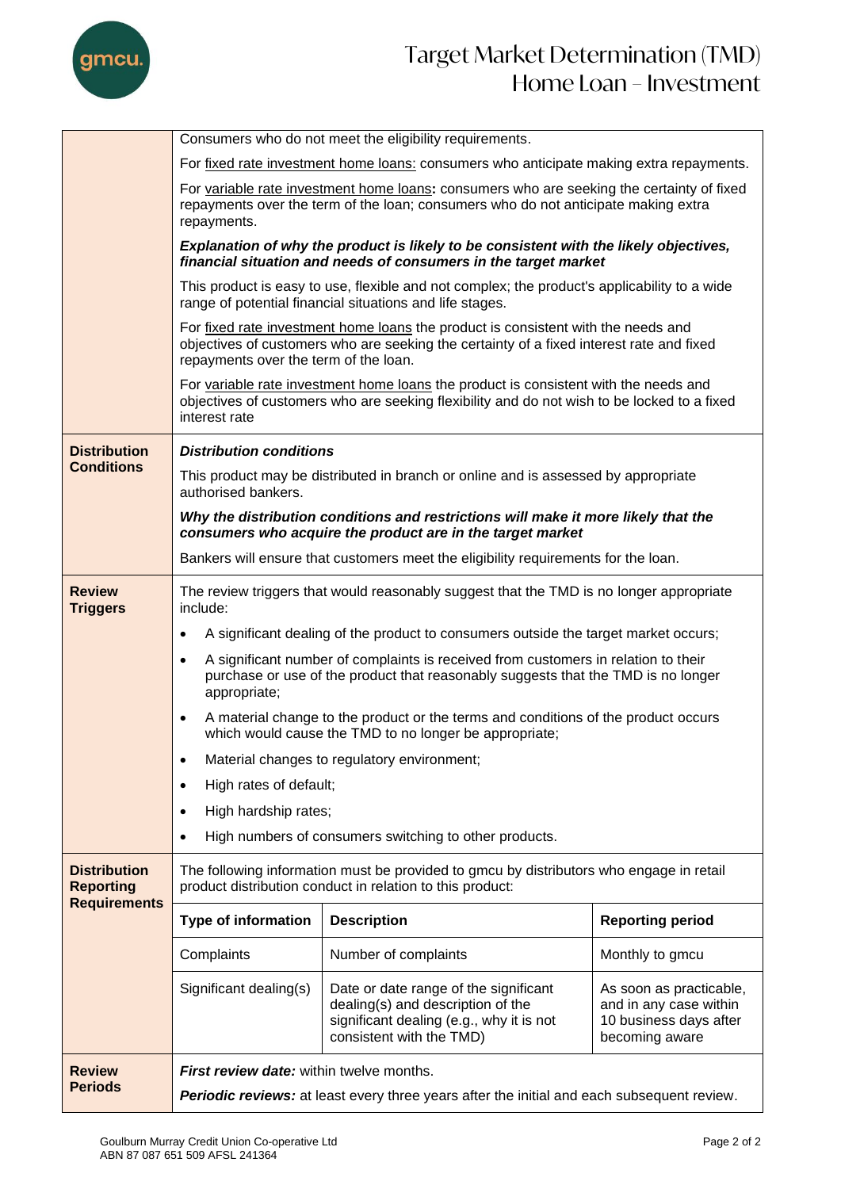| | | | |
|---|---|---|---|
| | Consumers who do not meet the eligibility requirements.<br><br>For <u>fixed rate investment home loans:</u> consumers who anticipate making extra repayments.<br><br>For <u>variable rate investment home loans</u>**:** consumers who are seeking the certainty of fixed repayments over the term of the loan; consumers who do not anticipate making extra repayments.<br><br>***Explanation of why the product is likely to be consistent with the likely objectives, financial situation and needs of consumers in the target market***<br><br>This product is easy to use, flexible and not complex; the product's applicability to a wide range of potential financial situations and life stages.<br><br>For <u>fixed rate investment home loans</u> the product is consistent with the needs and objectives of customers who are seeking the certainty of a fixed interest rate and fixed repayments over the term of the loan.<br><br>For <u>variable rate investment home loans</u> the product is consistent with the needs and objectives of customers who are seeking flexibility and do not wish to be locked to a fixed interest rate | | |
| **Distribution Conditions** | ***Distribution conditions***<br><br>This product may be distributed in branch or online and is assessed by appropriate authorised bankers.<br><br>***Why the distribution conditions and restrictions will make it more likely that the consumers who acquire the product are in the target market***<br><br>Bankers will ensure that customers meet the eligibility requirements for the loan. | | |
| **Review Triggers** | The review triggers that would reasonably suggest that the TMD is no longer appropriate include:<br><br>• A significant dealing of the product to consumers outside the target market occurs;<br>• A significant number of complaints is received from customers in relation to their purchase or use of the product that reasonably suggests that the TMD is no longer appropriate;<br>• A material change to the product or the terms and conditions of the product occurs which would cause the TMD to no longer be appropriate;<br>• Material changes to regulatory environment;<br>• High rates of default;<br>• High hardship rates;<br>• High numbers of consumers switching to other products. | | |
| **Distribution Reporting Requirements** | The following information must be provided to gmcu by distributors who engage in retail product distribution conduct in relation to this product: | | |
| | **Type of information** | **Description** | **Reporting period** |
| | Complaints | Number of complaints | Monthly to gmcu |
| | Significant dealing(s) | Date or date range of the significant dealing(s) and description of the significant dealing (e.g., why it is not consistent with the TMD) | As soon as practicable, and in any case within 10 business days after becoming aware |
| **Review Periods** | ***First review date:*** within twelve months.<br><br>***Periodic reviews:*** at least every three years after the initial and each subsequent review. | | |

Goulburn Murray Credit Union Co-operative Ltd
ABN 87 087 651 509 AFSL 241364